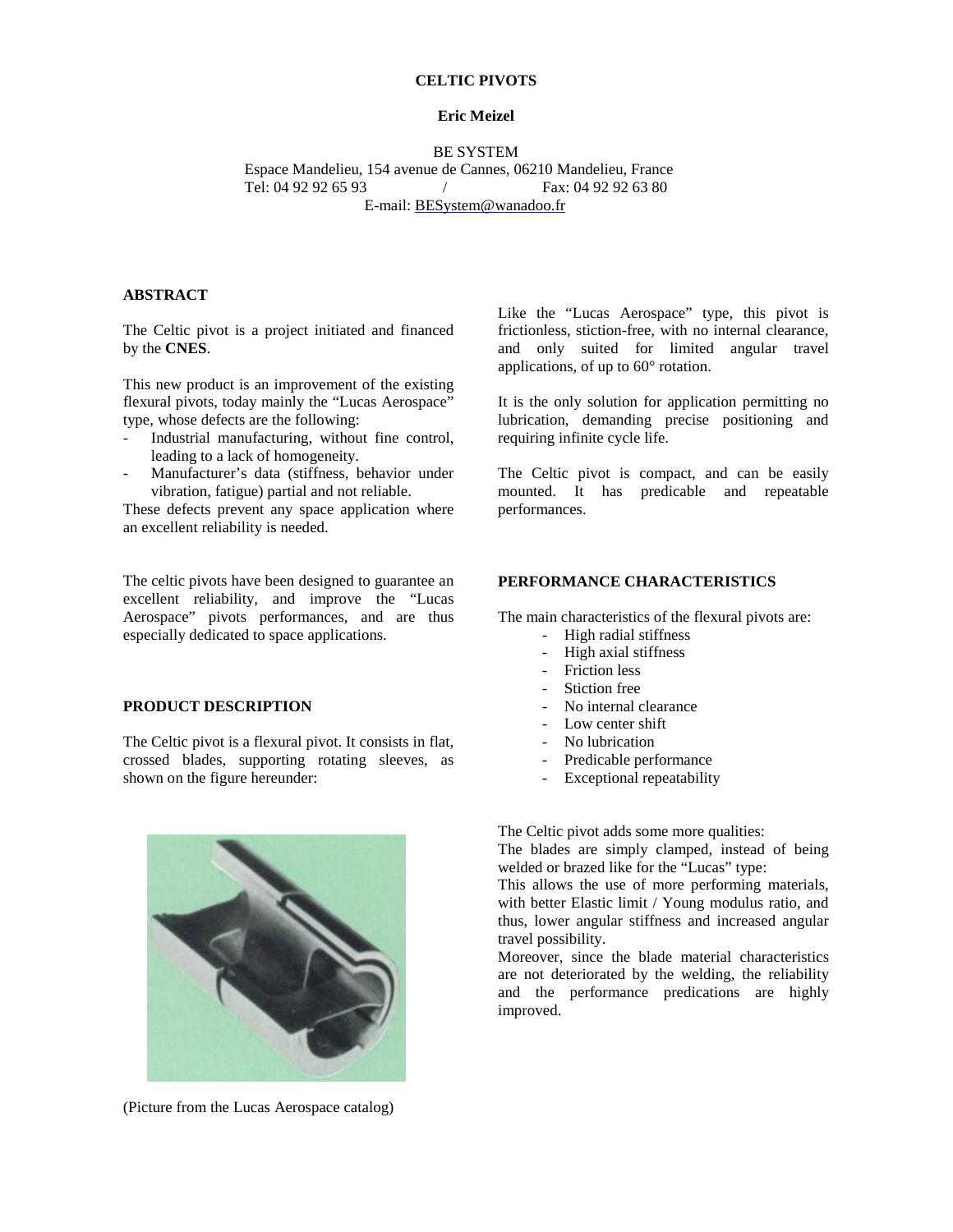# CELTIC PIVOTS

**Eric Meizel**

BE SYSTEM
Espace Mandelieu, 154 avenue de Cannes, 06210 Mandelieu, France
Tel: 04 92 92 65 93 / Fax: 04 92 92 63 80
E-mail: BESystem@wanadoo.fr

## ABSTRACT

The Celtic pivot is a project initiated and financed by the **CNES**.

This new product is an improvement of the existing flexural pivots, today mainly the "Lucas Aerospace" type, whose defects are the following:

- Industrial manufacturing, without fine control, leading to a lack of homogeneity.
- Manufacturer's data (stiffness, behavior under vibration, fatigue) partial and not reliable.

These defects prevent any space application where an excellent reliability is needed.

The celtic pivots have been designed to guarantee an excellent reliability, and improve the "Lucas Aerospace" pivots performances, and are thus especially dedicated to space applications.

## PRODUCT DESCRIPTION

The Celtic pivot is a flexural pivot. It consists in flat, crossed blades, supporting rotating sleeves, as shown on the figure hereunder:

(Picture from the Lucas Aerospace catalog)

Like the "Lucas Aerospace" type, this pivot is frictionless, stiction-free, with no internal clearance, and only suited for limited angular travel applications, of up to 60° rotation.

It is the only solution for application permitting no lubrication, demanding precise positioning and requiring infinite cycle life.

The Celtic pivot is compact, and can be easily mounted. It has predicable and repeatable performances.

## PERFORMANCE CHARACTERISTICS

The main characteristics of the flexural pivots are:

- High radial stiffness
- High axial stiffness
- Friction less
- Stiction free
- No internal clearance
- Low center shift
- No lubrication
- Predicable performance
- Exceptional repeatability

The Celtic pivot adds some more qualities:
The blades are simply clamped, instead of being welded or brazed like for the "Lucas" type:
This allows the use of more performing materials, with better Elastic limit / Young modulus ratio, and thus, lower angular stiffness and increased angular travel possibility.
Moreover, since the blade material characteristics are not deteriorated by the welding, the reliability and the performance predications are highly improved.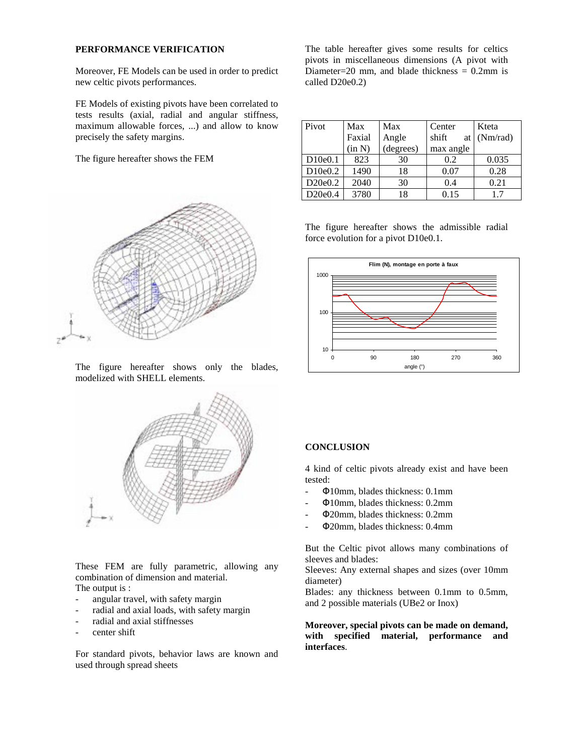**PERFORMANCE VERIFICATION**

Moreover, FE Models can be used in order to predict new celtic pivots performances.

FE Models of existing pivots have been correlated to tests results (axial, radial and angular stiffness, maximum allowable forces, ...) and allow to know precisely the safety margins.

The figure hereafter shows the FEM

The figure hereafter shows only the blades, modelized with SHELL elements.

These FEM are fully parametric, allowing any combination of dimension and material.
The output is :

- angular travel, with safety margin
- radial and axial loads, with safety margin
- radial and axial stiffnesses
- center shift

For standard pivots, behavior laws are known and used through spread sheets

The table hereafter gives some results for celtics pivots in miscellaneous dimensions (A pivot with Diameter=20 mm, and blade thickness = 0.2mm is called D20e0.2)

| Pivot | Max Faxial (in N) | Max Angle (degrees) | Center shift at max angle | Kteta (Nm/rad) |
|---|---|---|---|---|
| D10e0.1 | 823 | 30 | 0.2 | 0.035 |
| D10e0.2 | 1490 | 18 | 0.07 | 0.28 |
| D20e0.2 | 2040 | 30 | 0.4 | 0.21 |
| D20e0.4 | 3780 | 18 | 0.15 | 1.7 |

The figure hereafter shows the admissible radial force evolution for a pivot D10e0.1.

Flim (N), montage en porte à faux

1000
100
10
0 90 180 270 360
angle (°)

**CONCLUSION**

4 kind of celtic pivots already exist and have been tested:

- Φ10mm, blades thickness: 0.1mm
- Φ10mm, blades thickness: 0.2mm
- Φ20mm, blades thickness: 0.2mm
- Φ20mm, blades thickness: 0.4mm

But the Celtic pivot allows many combinations of sleeves and blades:
Sleeves: Any external shapes and sizes (over 10mm diameter)
Blades: any thickness between 0.1mm to 0.5mm, and 2 possible materials (UBe2 or Inox)

**Moreover, special pivots can be made on demand, with specified material, performance and interfaces**.